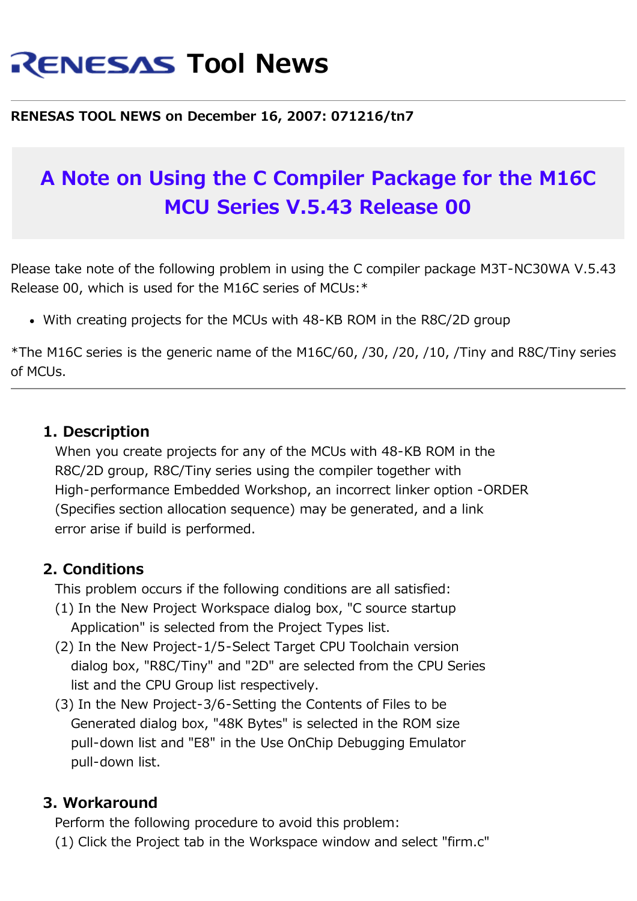# RENESAS Tool News

**RENESAS TOOL NEWS on December 16, 2007: 071216/tn7**

## A Note on Using the C Compiler Package for the M16C MCU Series V.5.43 Release 00

Please take note of the following problem in using the C compiler package M3T-NC30WA V.5.43 Release 00, which is used for the M16C series of MCUs:*

- With creating projects for the MCUs with 48-KB ROM in the R8C/2D group

*The M16C series is the generic name of the M16C/60, /30, /20, /10, /Tiny and R8C/Tiny series of MCUs.

---

### 1. Description

When you create projects for any of the MCUs with 48-KB ROM in the R8C/2D group, R8C/Tiny series using the compiler together with High-performance Embedded Workshop, an incorrect linker option -ORDER (Specifies section allocation sequence) may be generated, and a link error arise if build is performed.

### 2. Conditions

This problem occurs if the following conditions are all satisfied:

(1) In the New Project Workspace dialog box, "C source startup Application" is selected from the Project Types list.

(2) In the New Project-1/5-Select Target CPU Toolchain version dialog box, "R8C/Tiny" and "2D" are selected from the CPU Series list and the CPU Group list respectively.

(3) In the New Project-3/6-Setting the Contents of Files to be Generated dialog box, "48K Bytes" is selected in the ROM size pull-down list and "E8" in the Use OnChip Debugging Emulator pull-down list.

### 3. Workaround

Perform the following procedure to avoid this problem:

(1) Click the Project tab in the Workspace window and select "firm.c"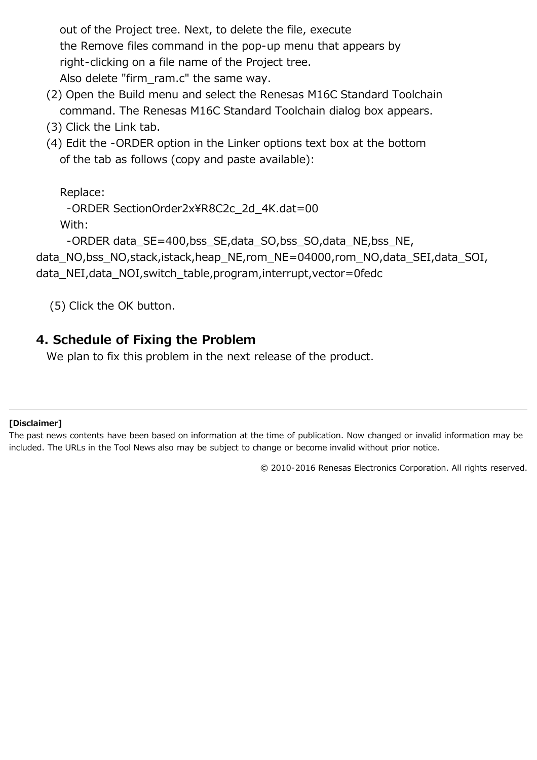out of the Project tree. Next, to delete the file, execute the Remove files command in the pop-up menu that appears by right-clicking on a file name of the Project tree.
Also delete "firm_ram.c" the same way.

(2) Open the Build menu and select the Renesas M16C Standard Toolchain command. The Renesas M16C Standard Toolchain dialog box appears.

(3) Click the Link tab.

(4) Edit the -ORDER option in the Linker options text box at the bottom of the tab as follows (copy and paste available):

Replace:

```
-ORDER SectionOrder2x¥R8C2c_2d_4K.dat=00
```

With:

```
-ORDER data_SE=400,bss_SE,data_SO,bss_SO,data_NE,bss_NE,
data_NO,bss_NO,stack,istack,heap_NE,rom_NE=04000,rom_NO,data_SEI,data_SOI,
data_NEI,data_NOI,switch_table,program,interrupt,vector=0fedc
```

(5) Click the OK button.

## 4. Schedule of Fixing the Problem

We plan to fix this problem in the next release of the product.

---

**[Disclaimer]**

The past news contents have been based on information at the time of publication. Now changed or invalid information may be included. The URLs in the Tool News also may be subject to change or become invalid without prior notice.

© 2010-2016 Renesas Electronics Corporation. All rights reserved.